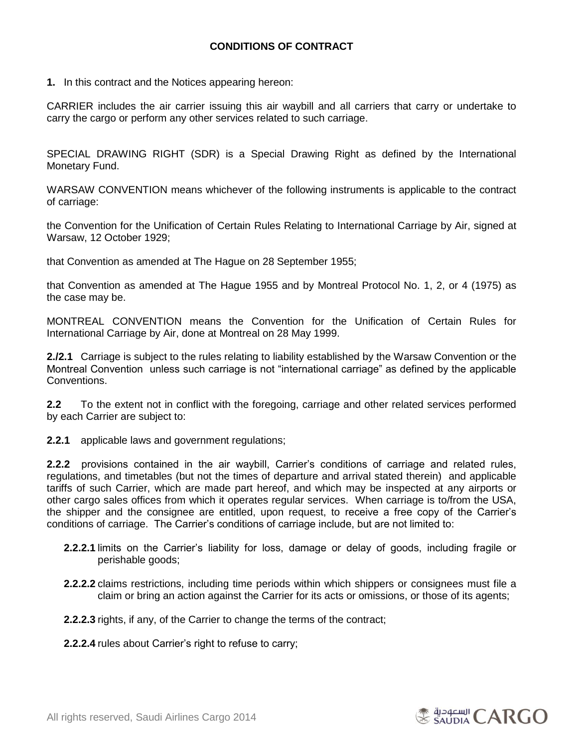**CONDITIONS OF CONTRACT**

**1.** In this contract and the Notices appearing hereon:

CARRIER includes the air carrier issuing this air waybill and all carriers that carry or undertake to carry the cargo or perform any other services related to such carriage.

SPECIAL DRAWING RIGHT (SDR) is a Special Drawing Right as defined by the International Monetary Fund.

WARSAW CONVENTION means whichever of the following instruments is applicable to the contract of carriage:

the Convention for the Unification of Certain Rules Relating to International Carriage by Air, signed at Warsaw, 12 October 1929;

that Convention as amended at The Hague on 28 September 1955;

that Convention as amended at The Hague 1955 and by Montreal Protocol No. 1, 2, or 4 (1975) as the case may be.

MONTREAL CONVENTION means the Convention for the Unification of Certain Rules for International Carriage by Air, done at Montreal on 28 May 1999.

**2./2.1** Carriage is subject to the rules relating to liability established by the Warsaw Convention or the Montreal Convention unless such carriage is not "international carriage" as defined by the applicable Conventions.

**2.2** To the extent not in conflict with the foregoing, carriage and other related services performed by each Carrier are subject to:

**2.2.1** applicable laws and government regulations;

**2.2.2** provisions contained in the air waybill, Carrier's conditions of carriage and related rules, regulations, and timetables (but not the times of departure and arrival stated therein) and applicable tariffs of such Carrier, which are made part hereof, and which may be inspected at any airports or other cargo sales offices from which it operates regular services. When carriage is to/from the USA, the shipper and the consignee are entitled, upon request, to receive a free copy of the Carrier's conditions of carriage. The Carrier's conditions of carriage include, but are not limited to:

- **2.2.2.1** limits on the Carrier's liability for loss, damage or delay of goods, including fragile or perishable goods;
- **2.2.2.2** claims restrictions, including time periods within which shippers or consignees must file a claim or bring an action against the Carrier for its acts or omissions, or those of its agents;
- **2.2.2.3** rights, if any, of the Carrier to change the terms of the contract;
- **2.2.2.4** rules about Carrier's right to refuse to carry;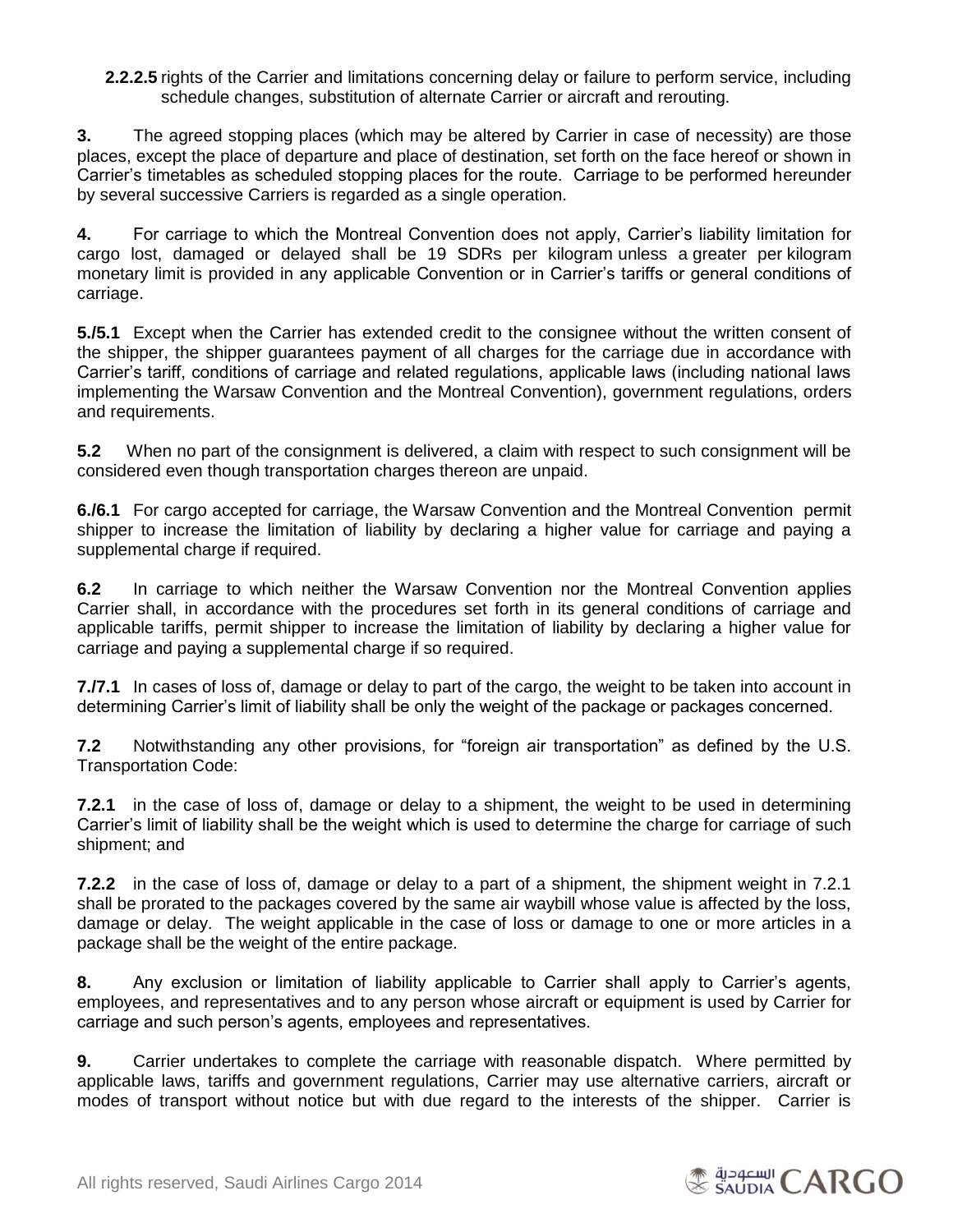**2.2.2.5** rights of the Carrier and limitations concerning delay or failure to perform service, including schedule changes, substitution of alternate Carrier or aircraft and rerouting.

**3.** The agreed stopping places (which may be altered by Carrier in case of necessity) are those places, except the place of departure and place of destination, set forth on the face hereof or shown in Carrier's timetables as scheduled stopping places for the route. Carriage to be performed hereunder by several successive Carriers is regarded as a single operation.

**4.** For carriage to which the Montreal Convention does not apply, Carrier's liability limitation for cargo lost, damaged or delayed shall be 19 SDRs per kilogram unless a greater per kilogram monetary limit is provided in any applicable Convention or in Carrier's tariffs or general conditions of carriage.

**5./5.1** Except when the Carrier has extended credit to the consignee without the written consent of the shipper, the shipper guarantees payment of all charges for the carriage due in accordance with Carrier's tariff, conditions of carriage and related regulations, applicable laws (including national laws implementing the Warsaw Convention and the Montreal Convention), government regulations, orders and requirements.

**5.2** When no part of the consignment is delivered, a claim with respect to such consignment will be considered even though transportation charges thereon are unpaid.

**6./6.1** For cargo accepted for carriage, the Warsaw Convention and the Montreal Convention permit shipper to increase the limitation of liability by declaring a higher value for carriage and paying a supplemental charge if required.

**6.2** In carriage to which neither the Warsaw Convention nor the Montreal Convention applies Carrier shall, in accordance with the procedures set forth in its general conditions of carriage and applicable tariffs, permit shipper to increase the limitation of liability by declaring a higher value for carriage and paying a supplemental charge if so required.

**7./7.1** In cases of loss of, damage or delay to part of the cargo, the weight to be taken into account in determining Carrier's limit of liability shall be only the weight of the package or packages concerned.

**7.2** Notwithstanding any other provisions, for "foreign air transportation" as defined by the U.S. Transportation Code:

**7.2.1** in the case of loss of, damage or delay to a shipment, the weight to be used in determining Carrier's limit of liability shall be the weight which is used to determine the charge for carriage of such shipment; and

**7.2.2** in the case of loss of, damage or delay to a part of a shipment, the shipment weight in 7.2.1 shall be prorated to the packages covered by the same air waybill whose value is affected by the loss, damage or delay. The weight applicable in the case of loss or damage to one or more articles in a package shall be the weight of the entire package.

**8.** Any exclusion or limitation of liability applicable to Carrier shall apply to Carrier's agents, employees, and representatives and to any person whose aircraft or equipment is used by Carrier for carriage and such person's agents, employees and representatives.

**9.** Carrier undertakes to complete the carriage with reasonable dispatch. Where permitted by applicable laws, tariffs and government regulations, Carrier may use alternative carriers, aircraft or modes of transport without notice but with due regard to the interests of the shipper. Carrier is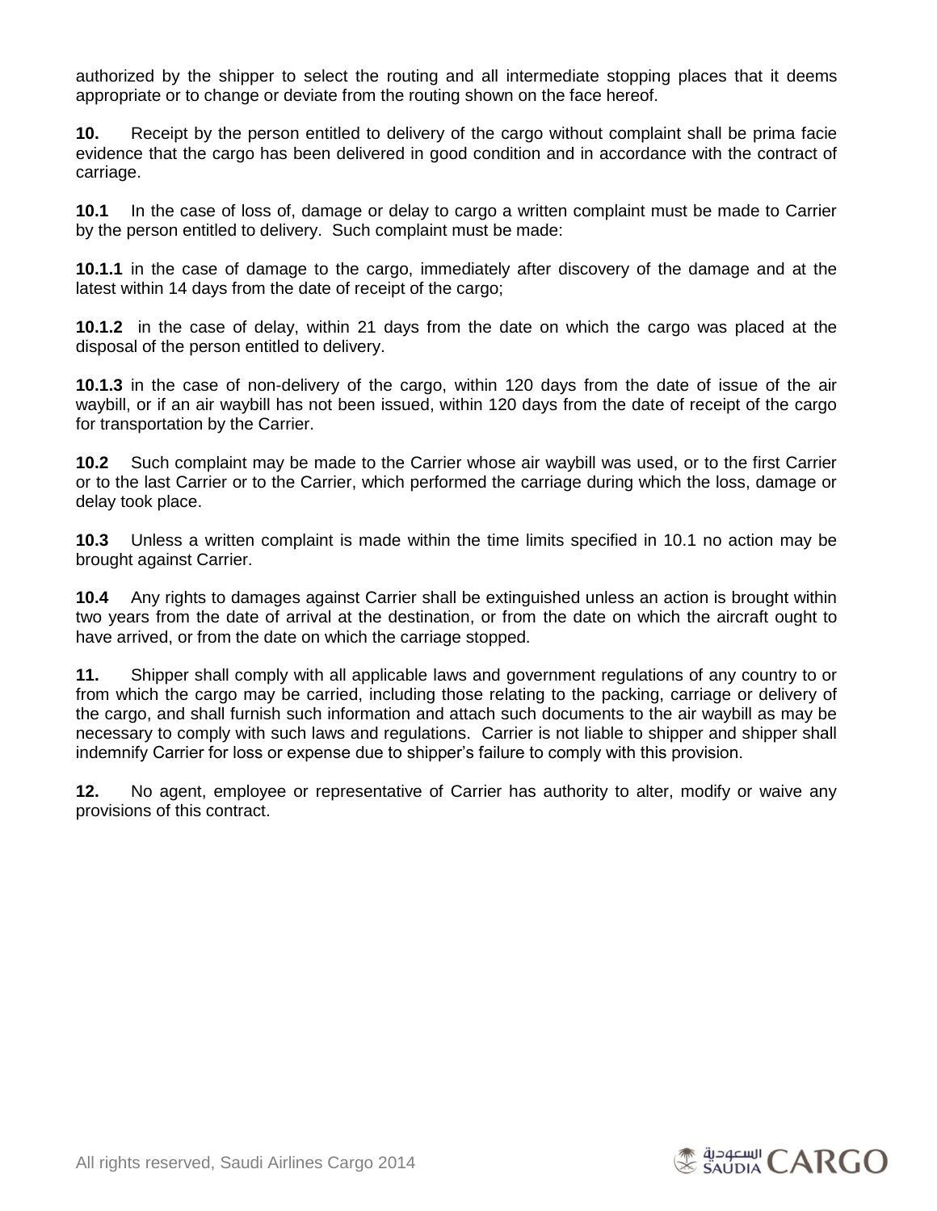authorized by the shipper to select the routing and all intermediate stopping places that it deems appropriate or to change or deviate from the routing shown on the face hereof.

**10.** Receipt by the person entitled to delivery of the cargo without complaint shall be prima facie evidence that the cargo has been delivered in good condition and in accordance with the contract of carriage.

**10.1** In the case of loss of, damage or delay to cargo a written complaint must be made to Carrier by the person entitled to delivery. Such complaint must be made:

**10.1.1** in the case of damage to the cargo, immediately after discovery of the damage and at the latest within 14 days from the date of receipt of the cargo;

**10.1.2** in the case of delay, within 21 days from the date on which the cargo was placed at the disposal of the person entitled to delivery.

**10.1.3** in the case of non-delivery of the cargo, within 120 days from the date of issue of the air waybill, or if an air waybill has not been issued, within 120 days from the date of receipt of the cargo for transportation by the Carrier.

**10.2** Such complaint may be made to the Carrier whose air waybill was used, or to the first Carrier or to the last Carrier or to the Carrier, which performed the carriage during which the loss, damage or delay took place.

**10.3** Unless a written complaint is made within the time limits specified in 10.1 no action may be brought against Carrier.

**10.4** Any rights to damages against Carrier shall be extinguished unless an action is brought within two years from the date of arrival at the destination, or from the date on which the aircraft ought to have arrived, or from the date on which the carriage stopped.

**11.** Shipper shall comply with all applicable laws and government regulations of any country to or from which the cargo may be carried, including those relating to the packing, carriage or delivery of the cargo, and shall furnish such information and attach such documents to the air waybill as may be necessary to comply with such laws and regulations. Carrier is not liable to shipper and shipper shall indemnify Carrier for loss or expense due to shipper's failure to comply with this provision.

**12.** No agent, employee or representative of Carrier has authority to alter, modify or waive any provisions of this contract.